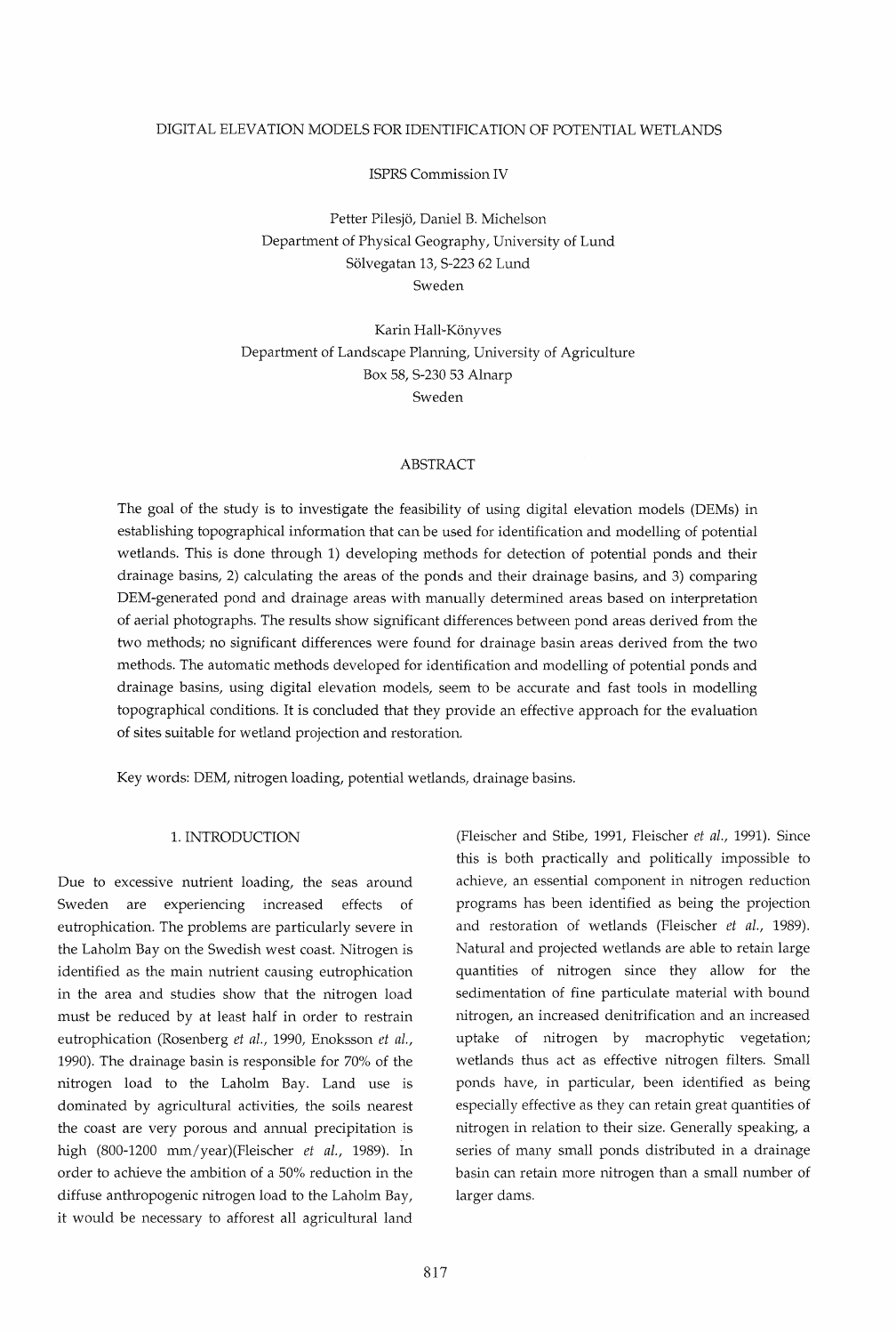# DIGITAL ELEVATION MODELS FOR IDENTIFICATION OF POTENTIAL WETLANDS

ISPRS Commission IV

Petter Pilesjö, Daniel B. Michelson
Department of Physical Geography, University of Lund
Sölvegatan 13, S-223 62 Lund
Sweden

Karin Hall-Könyves
Department of Landscape Planning, University of Agriculture
Box 58, S-230 53 Alnarp
Sweden

## ABSTRACT

The goal of the study is to investigate the feasibility of using digital elevation models (DEMs) in establishing topographical information that can be used for identification and modelling of potential wetlands. This is done through 1) developing methods for detection of potential ponds and their drainage basins, 2) calculating the areas of the ponds and their drainage basins, and 3) comparing DEM-generated pond and drainage areas with manually determined areas based on interpretation of aerial photographs. The results show significant differences between pond areas derived from the two methods; no significant differences were found for drainage basin areas derived from the two methods. The automatic methods developed for identification and modelling of potential ponds and drainage basins, using digital elevation models, seem to be accurate and fast tools in modelling topographical conditions. It is concluded that they provide an effective approach for the evaluation of sites suitable for wetland projection and restoration.

Key words: DEM, nitrogen loading, potential wetlands, drainage basins.

## 1. INTRODUCTION

Due to excessive nutrient loading, the seas around Sweden are experiencing increased effects of eutrophication. The problems are particularly severe in the Laholm Bay on the Swedish west coast. Nitrogen is identified as the main nutrient causing eutrophication in the area and studies show that the nitrogen load must be reduced by at least half in order to restrain eutrophication (Rosenberg *et al.*, 1990, Enoksson *et al.*, 1990). The drainage basin is responsible for 70% of the nitrogen load to the Laholm Bay. Land use is dominated by agricultural activities, the soils nearest the coast are very porous and annual precipitation is high (800-1200 mm/year)(Fleischer *et al.*, 1989). In order to achieve the ambition of a 50% reduction in the diffuse anthropogenic nitrogen load to the Laholm Bay, it would be necessary to afforest all agricultural land (Fleischer and Stibe, 1991, Fleischer *et al.*, 1991). Since this is both practically and politically impossible to achieve, an essential component in nitrogen reduction programs has been identified as being the projection and restoration of wetlands (Fleischer *et al.*, 1989). Natural and projected wetlands are able to retain large quantities of nitrogen since they allow for the sedimentation of fine particulate material with bound nitrogen, an increased denitrification and an increased uptake of nitrogen by macrophytic vegetation; wetlands thus act as effective nitrogen filters. Small ponds have, in particular, been identified as being especially effective as they can retain great quantities of nitrogen in relation to their size. Generally speaking, a series of many small ponds distributed in a drainage basin can retain more nitrogen than a small number of larger dams.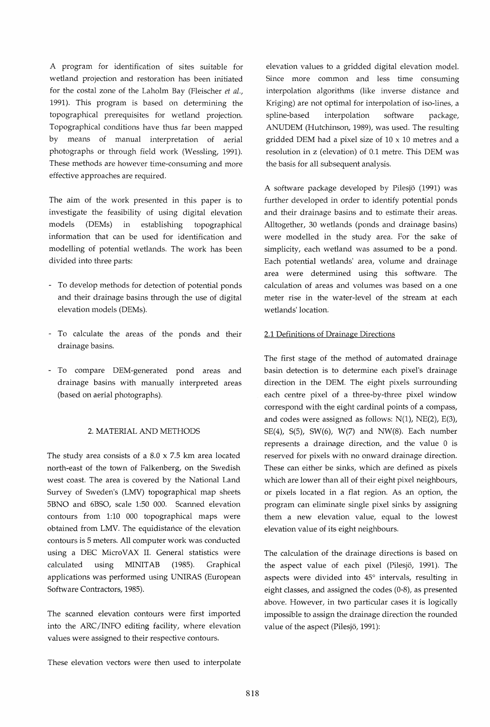A program for identification of sites suitable for wetland projection and restoration has been initiated for the costal zone of the Laholm Bay (Fleischer *et al.*, 1991). This program is based on determining the topographical prerequisites for wetland projection. Topographical conditions have thus far been mapped by means of manual interpretation of aerial photographs or through field work (Wessling, 1991). These methods are however time-consuming and more effective approaches are required.

The aim of the work presented in this paper is to investigate the feasibility of using digital elevation models (DEMs) in establishing topographical information that can be used for identification and modelling of potential wetlands. The work has been divided into three parts:

- To develop methods for detection of potential ponds and their drainage basins through the use of digital elevation models (DEMs).

- To calculate the areas of the ponds and their drainage basins.

- To compare DEM-generated pond areas and drainage basins with manually interpreted areas (based on aerial photographs).

## 2. MATERIAL AND METHODS

The study area consists of a 8.0 x 7.5 km area located north-east of the town of Falkenberg, on the Swedish west coast. The area is covered by the National Land Survey of Sweden's (LMV) topographical map sheets 5BNO and 6BSO, scale 1:50 000. Scanned elevation contours from 1:10 000 topographical maps were obtained from LMV. The equidistance of the elevation contours is 5 meters. All computer work was conducted using a DEC MicroVAX II. General statistics were calculated using MINITAB (1985). Graphical applications was performed using UNIRAS (European Software Contractors, 1985).

The scanned elevation contours were first imported into the ARC/INFO editing facility, where elevation values were assigned to their respective contours.

These elevation vectors were then used to interpolate elevation values to a gridded digital elevation model. Since more common and less time consuming interpolation algorithms (like inverse distance and Kriging) are not optimal for interpolation of iso-lines, a spline-based interpolation software package, ANUDEM (Hutchinson, 1989), was used. The resulting gridded DEM had a pixel size of 10 x 10 metres and a resolution in z (elevation) of 0.1 metre. This DEM was the basis for all subsequent analysis.

A software package developed by Pilesjö (1991) was further developed in order to identify potential ponds and their drainage basins and to estimate their areas. Alltogether, 30 wetlands (ponds and drainage basins) were modelled in the study area. For the sake of simplicity, each wetland was assumed to be a pond. Each potential wetlands' area, volume and drainage area were determined using this software. The calculation of areas and volumes was based on a one meter rise in the water-level of the stream at each wetlands' location.

### 2.1 Definitions of Drainage Directions

The first stage of the method of automated drainage basin detection is to determine each pixel's drainage direction in the DEM. The eight pixels surrounding each centre pixel of a three-by-three pixel window correspond with the eight cardinal points of a compass, and codes were assigned as follows: N(1), NE(2), E(3), SE(4), S(5), SW(6), W(7) and NW(8). Each number represents a drainage direction, and the value 0 is reserved for pixels with no onward drainage direction. These can either be sinks, which are defined as pixels which are lower than all of their eight pixel neighbours, or pixels located in a flat region. As an option, the program can eliminate single pixel sinks by assigning them a new elevation value, equal to the lowest elevation value of its eight neighbours.

The calculation of the drainage directions is based on the aspect value of each pixel (Pilesjö, 1991). The aspects were divided into 45° intervals, resulting in eight classes, and assigned the codes (0-8), as presented above. However, in two particular cases it is logically impossible to assign the drainage direction the rounded value of the aspect (Pilesjö, 1991):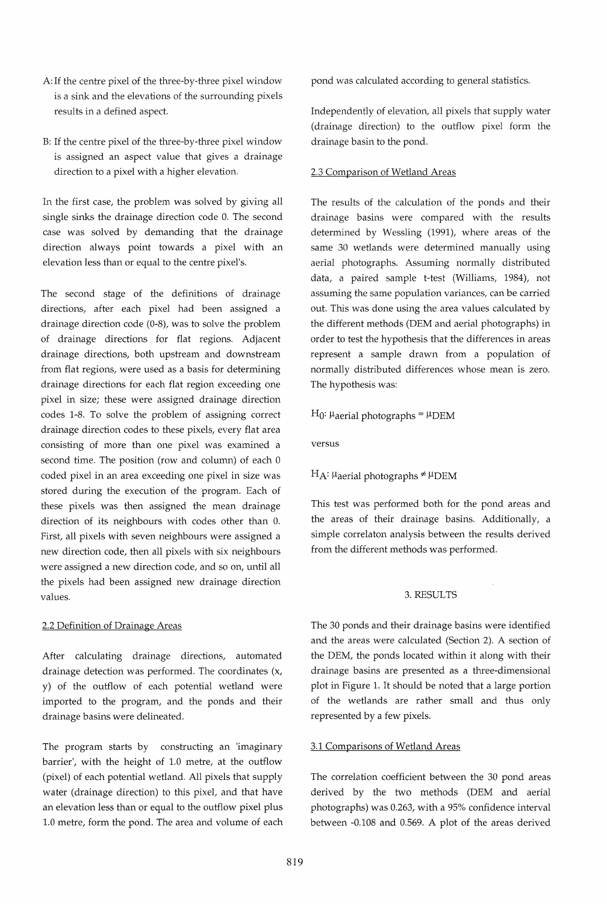A: If the centre pixel of the three-by-three pixel window is a sink and the elevations of the surrounding pixels results in a defined aspect.

B: If the centre pixel of the three-by-three pixel window is assigned an aspect value that gives a drainage direction to a pixel with a higher elevation.

In the first case, the problem was solved by giving all single sinks the drainage direction code 0. The second case was solved by demanding that the drainage direction always point towards a pixel with an elevation less than or equal to the centre pixel's.

The second stage of the definitions of drainage directions, after each pixel had been assigned a drainage direction code (0-8), was to solve the problem of drainage directions for flat regions. Adjacent drainage directions, both upstream and downstream from flat regions, were used as a basis for determining drainage directions for each flat region exceeding one pixel in size; these were assigned drainage direction codes 1-8. To solve the problem of assigning correct drainage direction codes to these pixels, every flat area consisting of more than one pixel was examined a second time. The position (row and column) of each 0 coded pixel in an area exceeding one pixel in size was stored during the execution of the program. Each of these pixels was then assigned the mean drainage direction of its neighbours with codes other than 0. First, all pixels with seven neighbours were assigned a new direction code, then all pixels with six neighbours were assigned a new direction code, and so on, until all the pixels had been assigned new drainage direction values.

### 2.2 Definition of Drainage Areas

After calculating drainage directions, automated drainage detection was performed. The coordinates (x, y) of the outflow of each potential wetland were imported to the program, and the ponds and their drainage basins were delineated.

The program starts by constructing an 'imaginary barrier', with the height of 1.0 metre, at the outflow (pixel) of each potential wetland. All pixels that supply water (drainage direction) to this pixel, and that have an elevation less than or equal to the outflow pixel plus 1.0 metre, form the pond. The area and volume of each pond was calculated according to general statistics.

Independently of elevation, all pixels that supply water (drainage direction) to the outflow pixel form the drainage basin to the pond.

### 2.3 Comparison of Wetland Areas

The results of the calculation of the ponds and their drainage basins were compared with the results determined by Wessling (1991), where areas of the same 30 wetlands were determined manually using aerial photographs. Assuming normally distributed data, a paired sample t-test (Williams, 1984), not assuming the same population variances, can be carried out. This was done using the area values calculated by the different methods (DEM and aerial photographs) in order to test the hypothesis that the differences in areas represent a sample drawn from a population of normally distributed differences whose mean is zero. The hypothesis was:

$H_0$: $\mu_{\text{aerial photographs}} = \mu_{\text{DEM}}$

versus

$H_A$: $\mu_{\text{aerial photographs}} \neq \mu_{\text{DEM}}$

This test was performed both for the pond areas and the areas of their drainage basins. Additionally, a simple correlaton analysis between the results derived from the different methods was performed.

## 3. RESULTS

The 30 ponds and their drainage basins were identified and the areas were calculated (Section 2). A section of the DEM, the ponds located within it along with their drainage basins are presented as a three-dimensional plot in Figure 1. It should be noted that a large portion of the wetlands are rather small and thus only represented by a few pixels.

### 3.1 Comparisons of Wetland Areas

The correlation coefficient between the 30 pond areas derived by the two methods (DEM and aerial photographs) was 0.263, with a 95% confidence interval between -0.108 and 0.569. A plot of the areas derived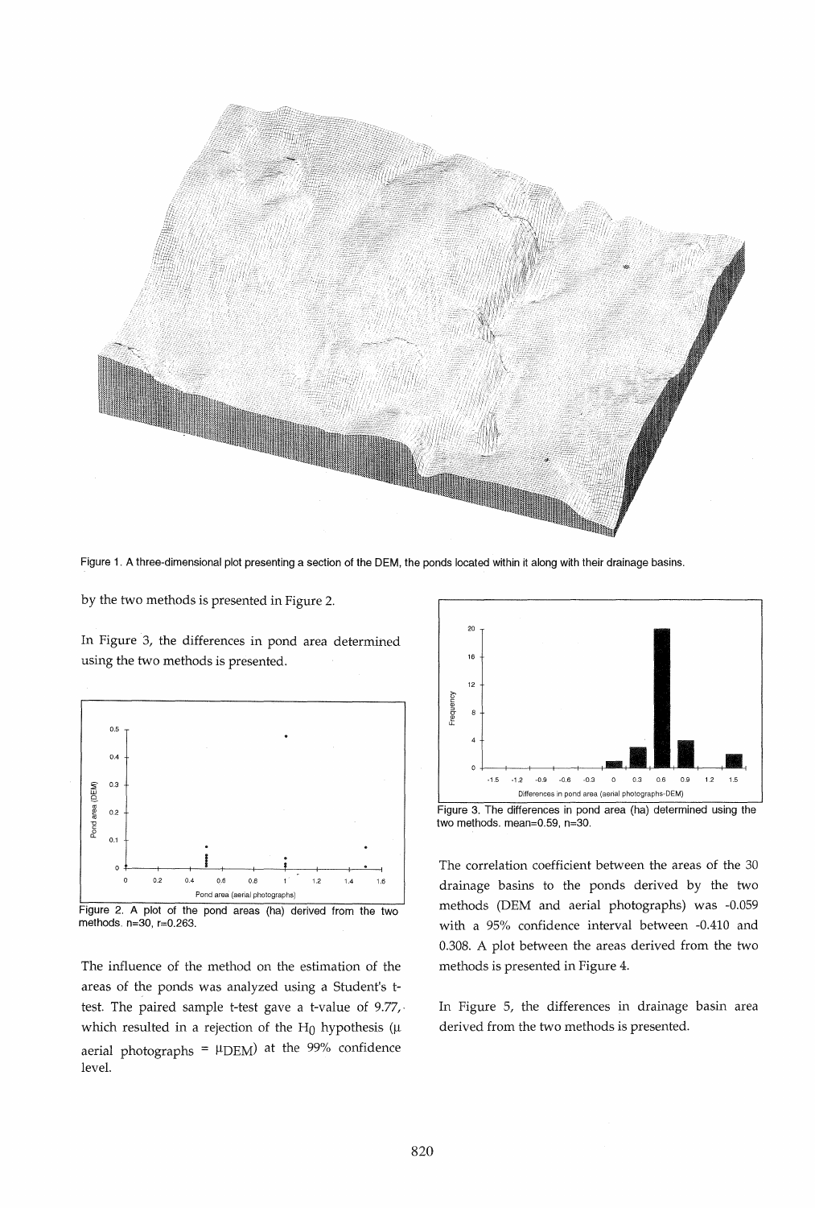Figure 1. A three-dimensional plot presenting a section of the DEM, the ponds located within it along with their drainage basins.

by the two methods is presented in Figure 2.

In Figure 3, the differences in pond area determined using the two methods is presented.

Figure 2. A plot of the pond areas (ha) derived from the two methods. n=30, r=0.263.

The influence of the method on the estimation of the areas of the ponds was analyzed using a Student's t-test. The paired sample t-test gave a t-value of 9.77, which resulted in a rejection of the $H_0$ hypothesis ($\mu_{\text{aerial photographs}} = \mu_{\text{DEM}}$) at the 99% confidence level.

Figure 3. The differences in pond area (ha) determined using the two methods. mean=0.59, n=30.

The correlation coefficient between the areas of the 30 drainage basins to the ponds derived by the two methods (DEM and aerial photographs) was -0.059 with a 95% confidence interval between -0.410 and 0.308. A plot between the areas derived from the two methods is presented in Figure 4.

In Figure 5, the differences in drainage basin area derived from the two methods is presented.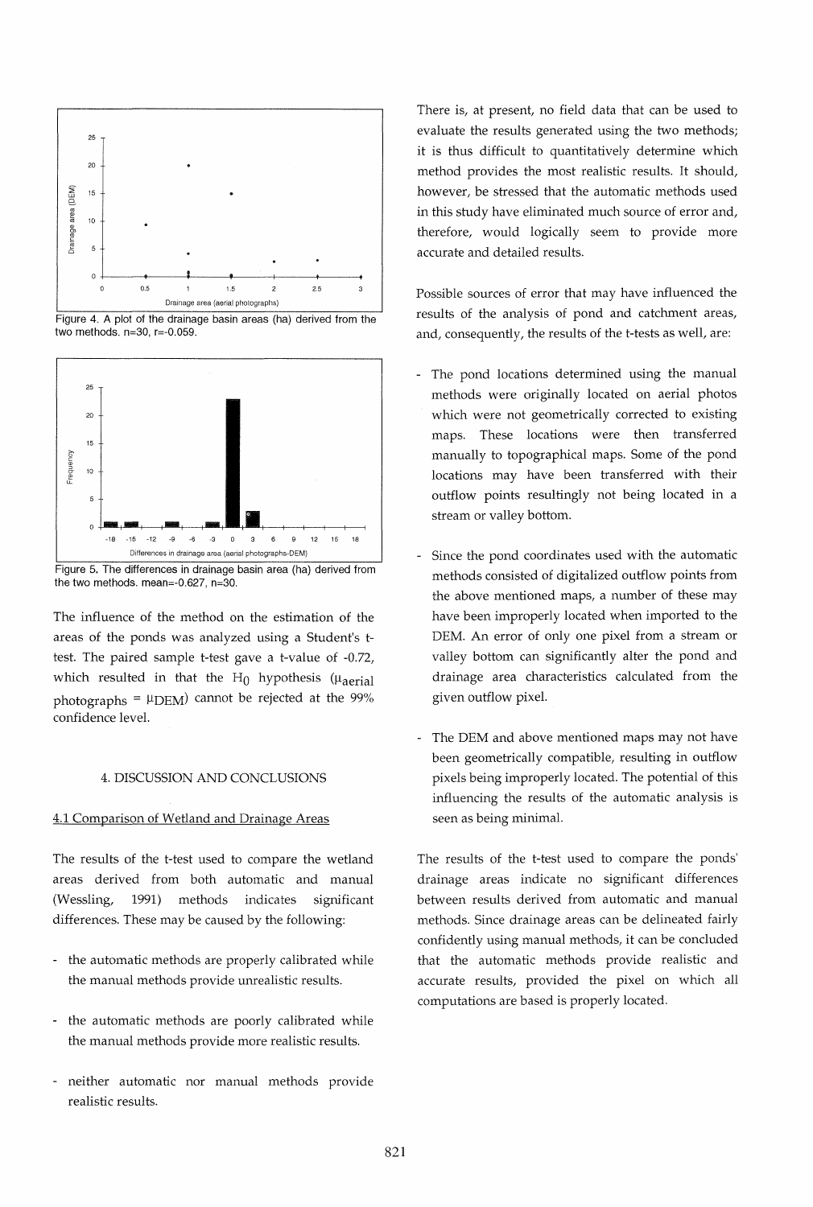Figure 4. A plot of the drainage basin areas (ha) derived from the two methods. n=30, r=-0.059.

Figure 5. The differences in drainage basin area (ha) derived from the two methods. mean=-0.627, n=30.

The influence of the method on the estimation of the areas of the ponds was analyzed using a Student's t-test. The paired sample t-test gave a t-value of -0.72, which resulted in that the $H_0$ hypothesis ($\mu_{aerial\ photographs} = \mu_{DEM}$) cannot be rejected at the 99% confidence level.

## 4. DISCUSSION AND CONCLUSIONS

### 4.1 Comparison of Wetland and Drainage Areas

The results of the t-test used to compare the wetland areas derived from both automatic and manual (Wessling, 1991) methods indicates significant differences. These may be caused by the following:

- the automatic methods are properly calibrated while the manual methods provide unrealistic results.
- the automatic methods are poorly calibrated while the manual methods provide more realistic results.
- neither automatic nor manual methods provide realistic results.

There is, at present, no field data that can be used to evaluate the results generated using the two methods; it is thus difficult to quantitatively determine which method provides the most realistic results. It should, however, be stressed that the automatic methods used in this study have eliminated much source of error and, therefore, would logically seem to provide more accurate and detailed results.

Possible sources of error that may have influenced the results of the analysis of pond and catchment areas, and, consequently, the results of the t-tests as well, are:

- The pond locations determined using the manual methods were originally located on aerial photos which were not geometrically corrected to existing maps. These locations were then transferred manually to topographical maps. Some of the pond locations may have been transferred with their outflow points resultingly not being located in a stream or valley bottom.
- Since the pond coordinates used with the automatic methods consisted of digitalized outflow points from the above mentioned maps, a number of these may have been improperly located when imported to the DEM. An error of only one pixel from a stream or valley bottom can significantly alter the pond and drainage area characteristics calculated from the given outflow pixel.
- The DEM and above mentioned maps may not have been geometrically compatible, resulting in outflow pixels being improperly located. The potential of this influencing the results of the automatic analysis is seen as being minimal.

The results of the t-test used to compare the ponds' drainage areas indicate no significant differences between results derived from automatic and manual methods. Since drainage areas can be delineated fairly confidently using manual methods, it can be concluded that the automatic methods provide realistic and accurate results, provided the pixel on which all computations are based is properly located.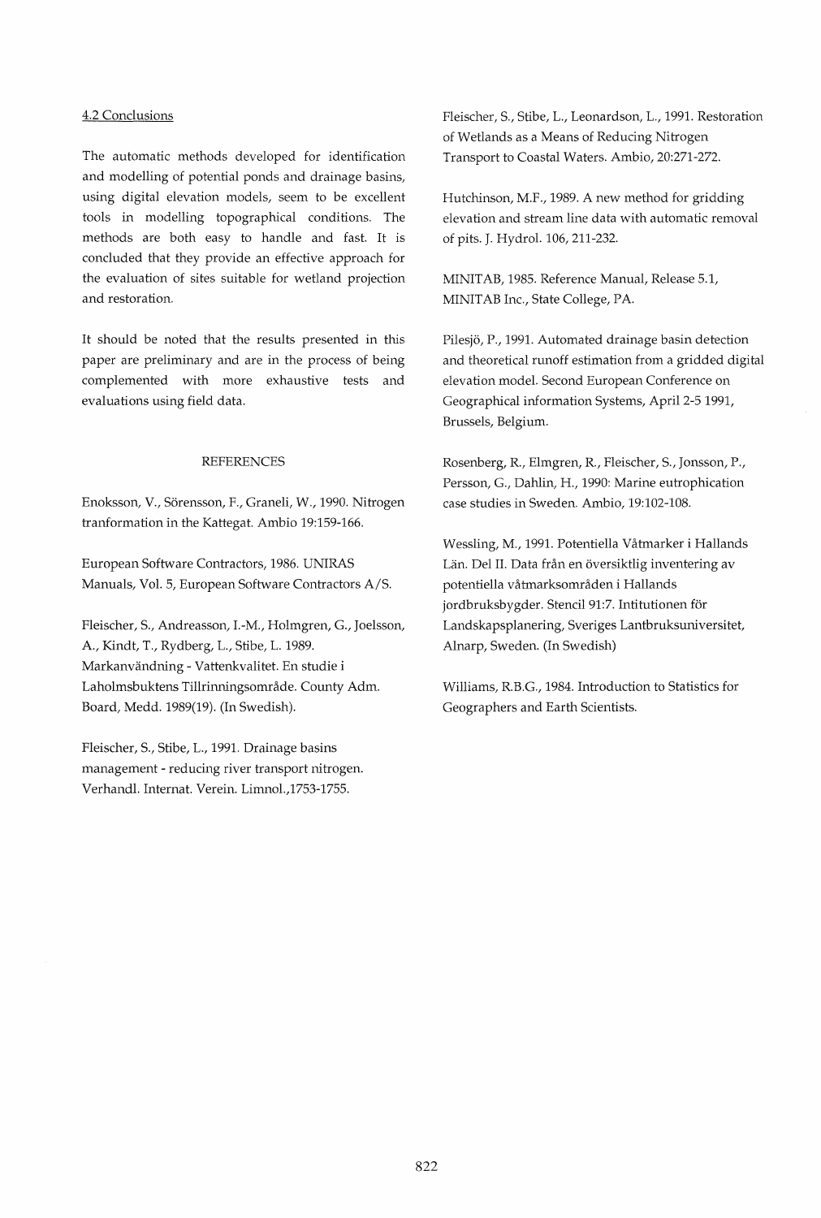### 4.2 Conclusions

The automatic methods developed for identification and modelling of potential ponds and drainage basins, using digital elevation models, seem to be excellent tools in modelling topographical conditions. The methods are both easy to handle and fast. It is concluded that they provide an effective approach for the evaluation of sites suitable for wetland projection and restoration.

It should be noted that the results presented in this paper are preliminary and are in the process of being complemented with more exhaustive tests and evaluations using field data.

## REFERENCES

Enoksson, V., Sörensson, F., Graneli, W., 1990. Nitrogen tranformation in the Kattegat. Ambio 19:159-166.

European Software Contractors, 1986. UNIRAS Manuals, Vol. 5, European Software Contractors A/S.

Fleischer, S., Andreasson, I.-M., Holmgren, G., Joelsson, A., Kindt, T., Rydberg, L., Stibe, L. 1989. Markanvändning - Vattenkvalitet. En studie i Laholmsbuktens Tillrinningsområde. County Adm. Board, Medd. 1989(19). (In Swedish).

Fleischer, S., Stibe, L., 1991. Drainage basins management - reducing river transport nitrogen. Verhandl. Internat. Verein. Limnol.,1753-1755.

Fleischer, S., Stibe, L., Leonardson, L., 1991. Restoration of Wetlands as a Means of Reducing Nitrogen Transport to Coastal Waters. Ambio, 20:271-272.

Hutchinson, M.F., 1989. A new method for gridding elevation and stream line data with automatic removal of pits. J. Hydrol. 106, 211-232.

MINITAB, 1985. Reference Manual, Release 5.1, MINITAB Inc., State College, PA.

Pilesjö, P., 1991. Automated drainage basin detection and theoretical runoff estimation from a gridded digital elevation model. Second European Conference on Geographical information Systems, April 2-5 1991, Brussels, Belgium.

Rosenberg, R., Elmgren, R., Fleischer, S., Jonsson, P., Persson, G., Dahlin, H., 1990: Marine eutrophication case studies in Sweden. Ambio, 19:102-108.

Wessling, M., 1991. Potentiella Våtmarker i Hallands Län. Del II. Data från en översiktlig inventering av potentiella våtmarksområden i Hallands jordbruksbygder. Stencil 91:7. Intitutionen för Landskapsplanering, Sveriges Lantbruksuniversitet, Alnarp, Sweden. (In Swedish)

Williams, R.B.G., 1984. Introduction to Statistics for Geographers and Earth Scientists.